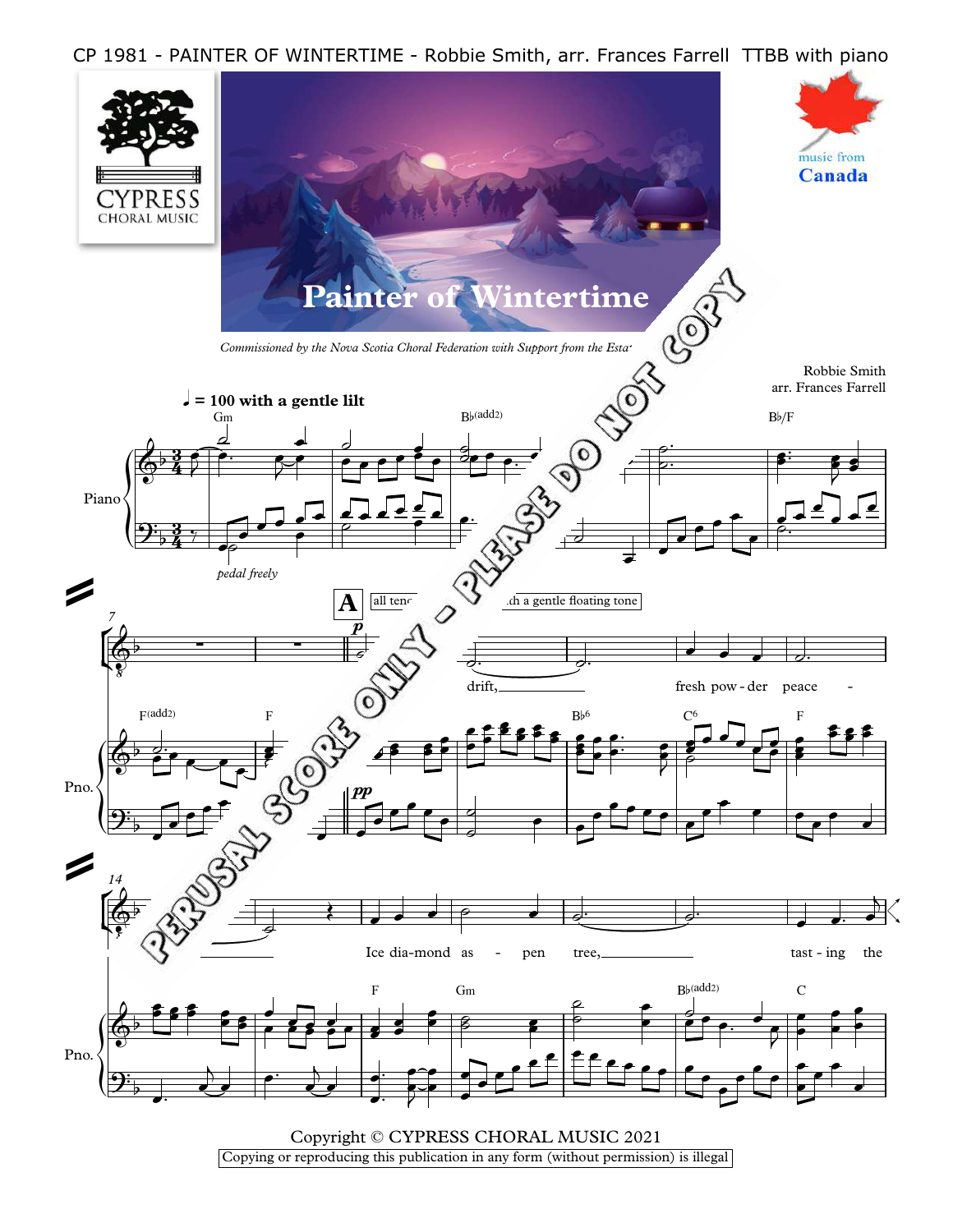CP 1981 - PAINTER OF WINTERTIME - Robbie Smith, arr. Frances Farrell TTBB with piano

CYPRESS CHORAL MUSIC

music from Canada

# Painter of Wintertime

*Commissioned by the Nova Scotia Choral Federation with Support from the Esta*

Robbie Smith
arr. Frances Farrell

♩ = 100 with a gentle lilt

Gm | B♭(add2) | B♭/F

Piano

*pedal freely*

**A** all tenc... ...ch a gentle floating tone

drift, fresh pow - der peace -

F(add2) | F | B♭6 | C6 | F

Ice dia - mond as - pen tree, tast - ing the

F | Gm | B♭(add2) | C

PERUSAL SCORE ONLY - PLEASE DO NOT COPY

Copyright © CYPRESS CHORAL MUSIC 2021

Copying or reproducing this publication in any form (without permission) is illegal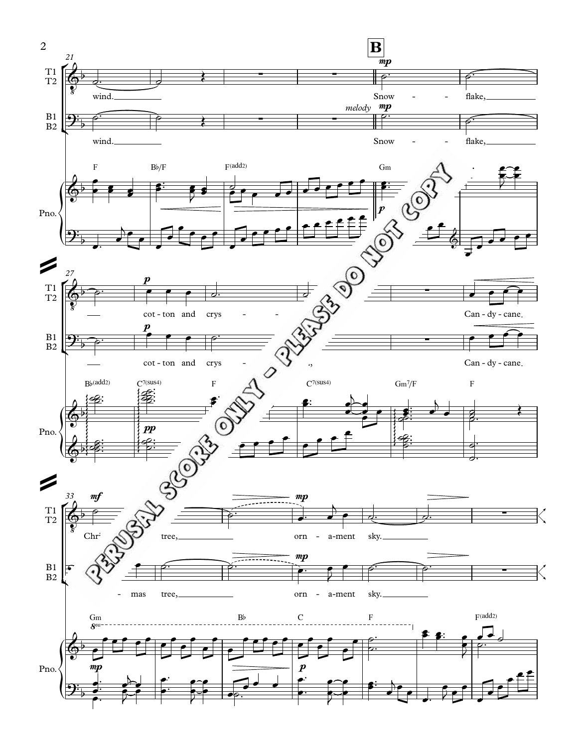**B**

T1 T2: wind. Snow - flake, cot-ton and crys - ... Can - dy - cane. Chr... tree, orn - a-ment sky.

B1 B2: wind. *(melody)* Snow - flake, cot-ton and crys - ..., Can - dy - cane. ... mas tree, orn - a-ment sky.

Pno.: F, B♭/F, F(add2), Gm, B♭(add2), C7(sus4), F, C7(sus4), Gm7/F, F, Gm, B♭, C, F, F(add2)

PERUSAL SCORE ONLY - PLEASE DO NOT COPY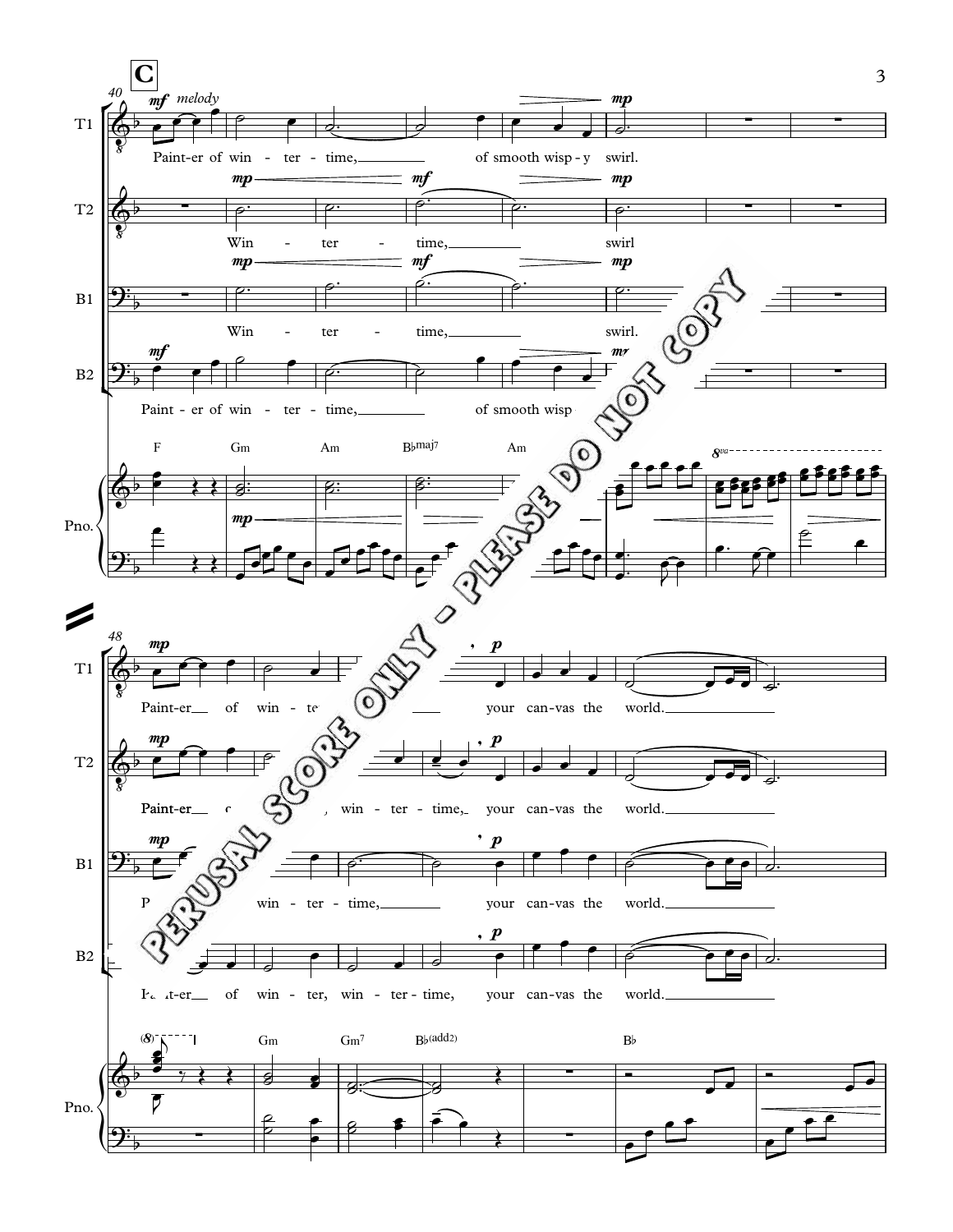**C**

40

T1: *mf* *melody*
Paint-er of win - ter - time, of smooth wisp - y swirl. *mp*

T2: *mp* *mf* *mp*
Win - ter - time, swirl

B1: *mp* *mf* *mp*
Win - ter - time, swirl.

B2: *mf* *mp*
Paint - er of win - ter - time, of smooth wisp - y swirl.

Pno.: F Gm Am B♭maj7 Am
*mp*
*8va*

48

T1: *mp* *p*
Paint-er of win - ter - time, your can-vas the world.

T2: *mp* *p*
Paint-er of win - ter, win - ter - time, your can-vas the world.

B1: *mp* *p*
Paint-er of win - ter - time, your can-vas the world.

B2: *p*
Paint-er of win - ter, win - ter - time, your can-vas the world.

Pno.: (8) Gm Gm7 B♭(add2) B♭

PERUSAL SCORE ONLY - PLEASE DO NOT COPY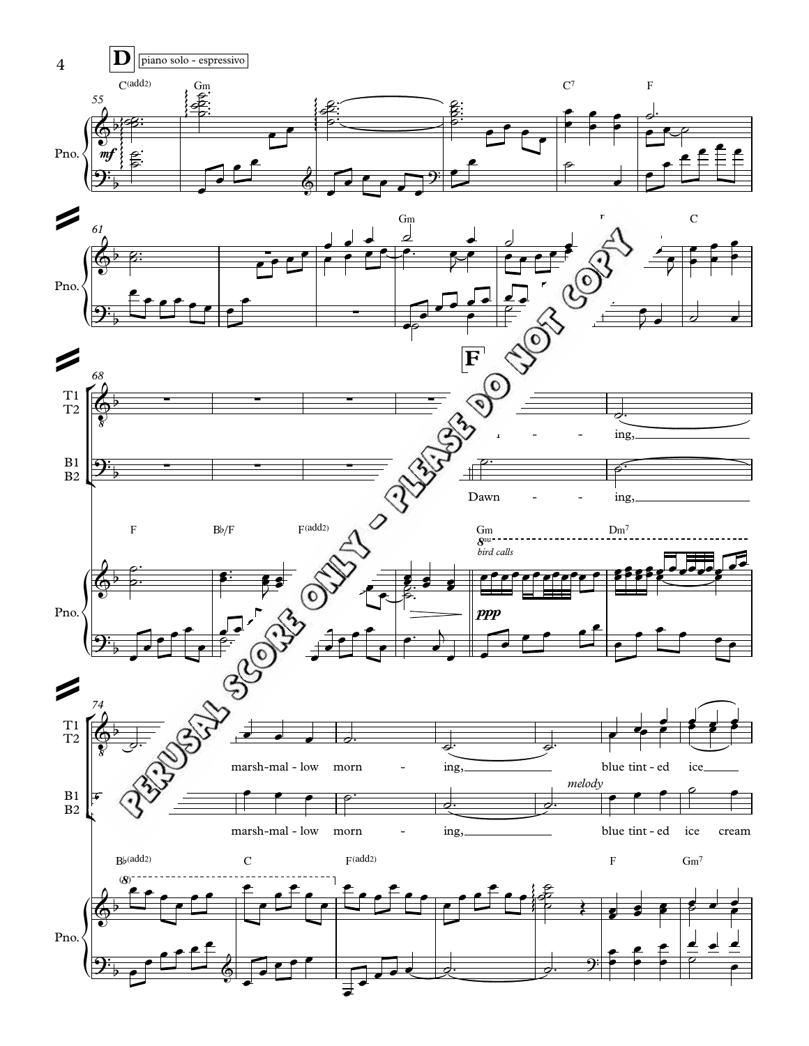**D** piano solo - espressivo

55

C(add2) Gm C7 F

Pno.

61

Gm F C

Pno.

68

**F**

T1 T2

ing,

B1 B2

Dawn - - ing,

F Bb/F F(add2) Gm Dm7

bird calls

Pno.

74

T1 T2

marsh-mal - low morn - ing, blue tint - ed ice

B1 B2

melody

marsh-mal - low morn - ing, blue tint - ed ice cream

Bb(add2) C F(add2) F Gm7

Pno.

PERUSAL SCORE ONLY - PLEASE DO NOT COPY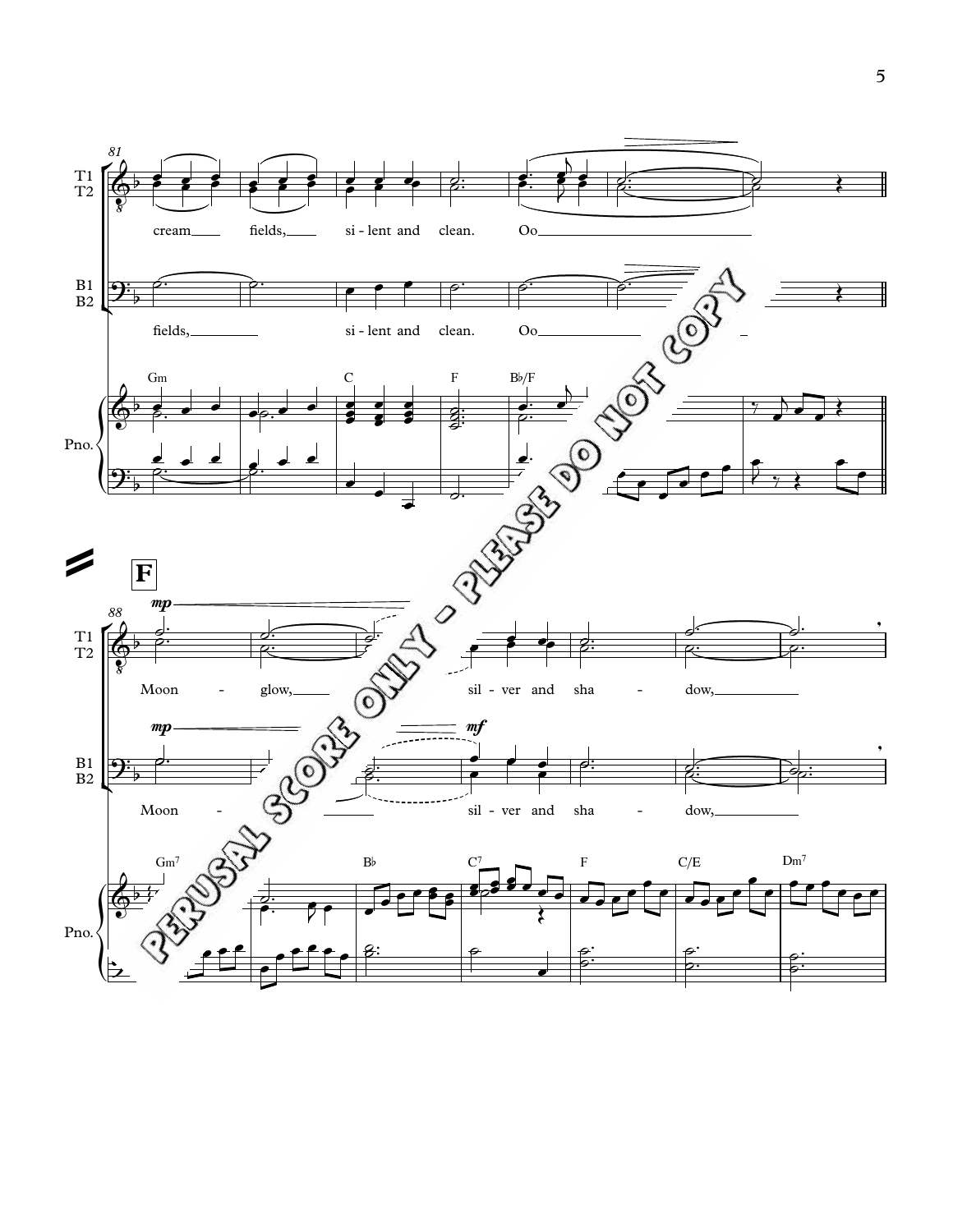81

T1
T2

cream___ fields,___ si - lent and clean. Oo___

B1
B2

fields,___ si - lent and clean. Oo___

Gm C F B♭/F

Pno.

**F**

88

*mp*

T1
T2

Moon - glow,___ sil - ver and sha - dow,___

*mp* *mf*

B1
B2

Moon - sil - ver and sha - dow,___

Gm7 B♭ C7 F C/E Dm7

Pno.

PERUSAL SCORE ONLY - PLEASE DO NOT COPY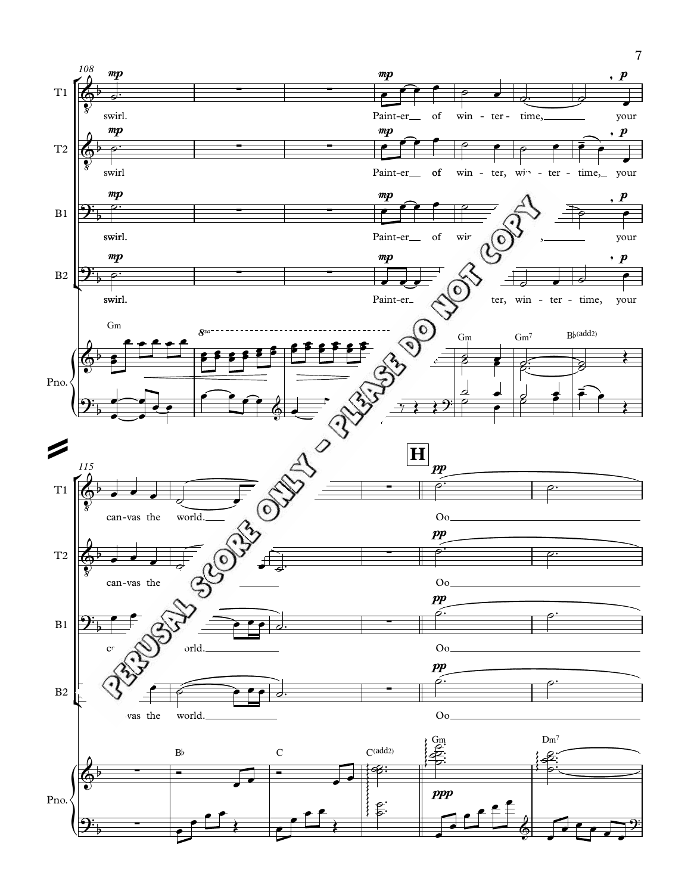PERUSAL SCORE ONLY - PLEASE DO NOT COPY

108

T1: swirl. Paint-er of win - ter - time, your

T2: swirl Paint-er of win - ter, win - ter - time, your

B1: swirl. Paint-er of win ... , your

B2: swirl. Paint-er ... ter, win - ter - time, your

Pno.: Gm ... Gm Gm7 B♭(add2)

115

**H**

T1: can-vas the world. Oo

T2: can-vas the ... Oo

B1: c... orld. Oo

B2: ... vas the world. Oo

Pno.: B♭ C C(add2) Gm Dm7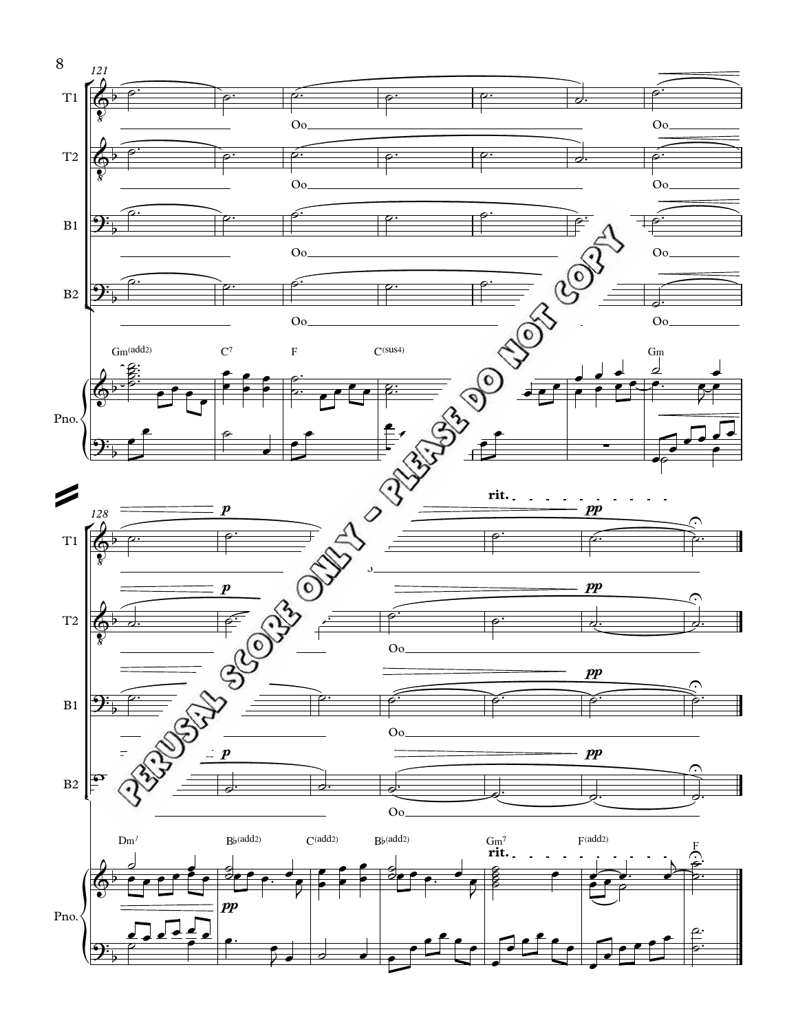121

T1

Oo

Oo

T2

Oo

Oo

B1

Oo

Oo

B2

Oo

Oo

Pno.

Gm(add2) C7 F C(sus4) Gm

128

rit.

*p* *pp*

T1

T2

Oo

B1

Oo

B2

Oo

Pno.

Dm/ B♭(add2) C(add2) B♭(add2) Gm7 F(add2) F

rit.

*pp*

PERUSAL SCORE ONLY - PLEASE DO NOT COPY